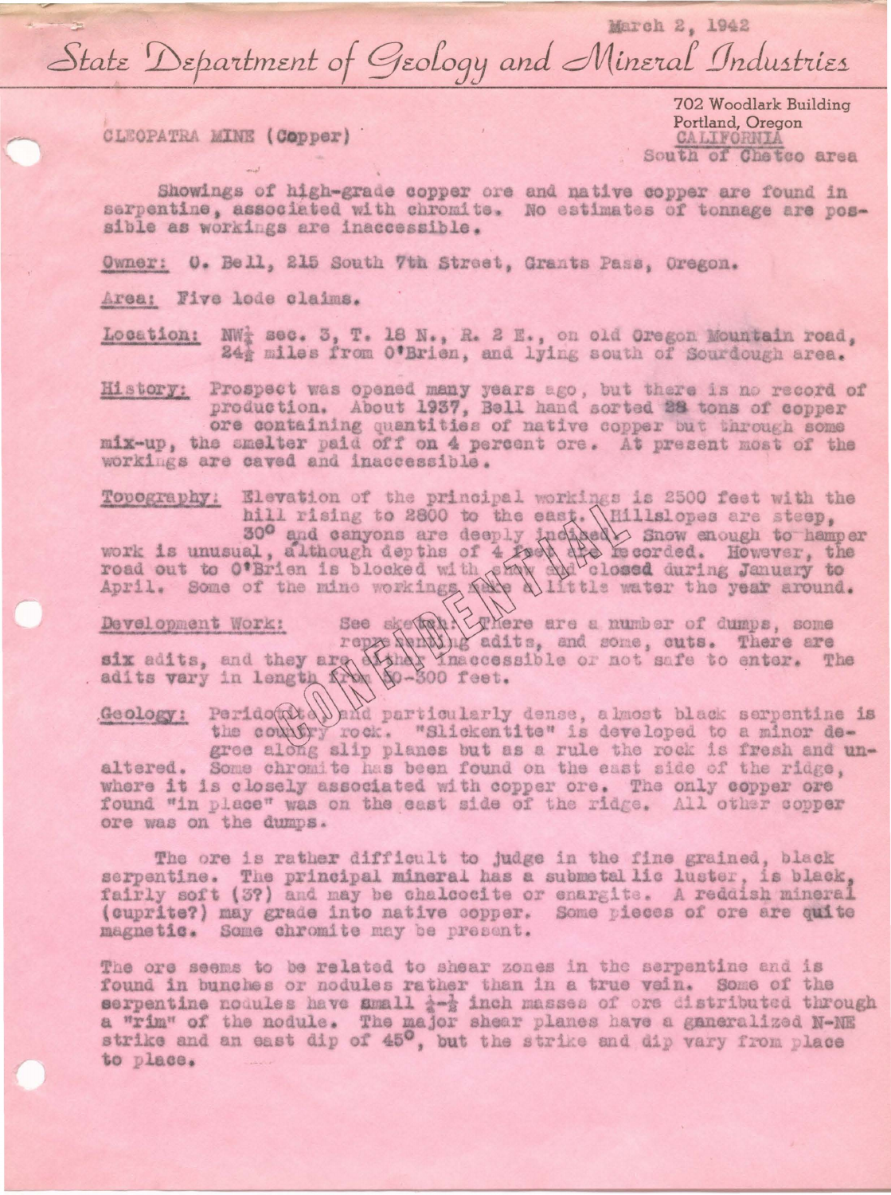March 2, 1942

# State Department of Geology and Mineral Industries

702 Woodlark Building
Portland, Oregon

CLEOPATRA MINE (Copper)

CALIFORNIA
South of Chetco area

Showings of high-grade copper ore and native copper are found in serpentine, associated with chromite. No estimates of tonnage are possible as workings are inaccessible.

**Owner:** O. Bell, 215 South 7th Street, Grants Pass, Oregon.

**Area:** Five lode claims.

**Location:** NW¼ sec. 3, T. 18 N., R. 2 E., on old Oregon Mountain road, 24½ miles from O'Brien, and lying south of Sourdough area.

**History:** Prospect was opened many years ago, but there is no record of production. About 1937, Bell hand sorted 28 tons of copper ore containing quantities of native copper but through some mix-up, the smelter paid off on 4 percent ore. At present most of the workings are caved and inaccessible.

**Topography:** Elevation of the principal workings is 2500 feet with the hill rising to 2800 to the east. Hillslopes are steep, 30° and canyons are deeply incised. Snow enough to hamper work is unusual, although depths of 4 feet are recorded. However, the road out to O'Brien is blocked with snow and closed during January to April. Some of the mine workings make a little water the year around.

**Development Work:** See sketch. There are a number of dumps, some representing adits, and some, cuts. There are six adits, and they are either inaccessible or not safe to enter. The adits vary in length from 50-300 feet.

**Geology:** Peridotite and particularly dense, almost black serpentine is the country rock. "Slickentite" is developed to a minor degree along slip planes but as a rule the rock is fresh and unaltered. Some chromite has been found on the east side of the ridge, where it is closely associated with copper ore. The only copper ore found "in place" was on the east side of the ridge. All other copper ore was on the dumps.

The ore is rather difficult to judge in the fine grained, black serpentine. The principal mineral has a submetallic luster, is black, fairly soft (3?) and may be chalcocite or enargite. A reddish mineral (cuprite?) may grade into native copper. Some pieces of ore are quite magnetic. Some chromite may be present.

The ore seems to be related to shear zones in the serpentine and is found in bunches or nodules rather than in a true vein. Some of the serpentine nodules have small ¼-½ inch masses of ore distributed through a "rim" of the nodule. The major shear planes have a generalized N-NE strike and an east dip of 45°, but the strike and dip vary from place to place.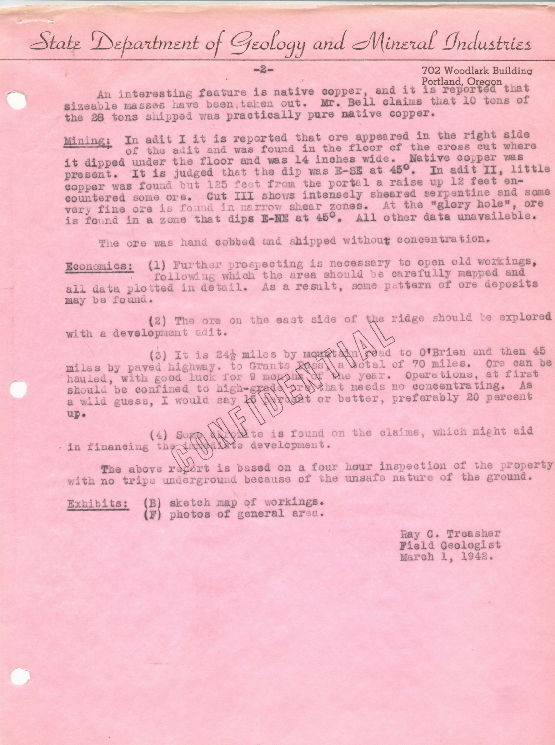State Department of Geology and Mineral Industries

702 Woodlark Building
Portland, Oregon

An interesting feature is native copper, and it is reported that sizeable masses have been taken out. Mr. Bell claims that 10 tons of the 28 tons shipped was practically pure native copper.

**Mining:** In adit I it is reported that ore appeared in the right side of the adit and was found in the floor of the cross cut where it dipped under the floor and was 14 inches wide. Native copper was present. It is judged that the dip was E-SE at 45°. In adit II, little copper was found but 125 feet from the portal a raise up 12 feet encountered some ore. Cut III shows intensely sheared serpentine and some very fine ore is found in narrow shear zones. At the "glory hole", ore is found in a zone that dips E-NE at 45°. All other data unavailable.

The ore was hand cobbed and shipped without concentration.

**Economics:** (1) Further prospecting is necessary to open old workings, following which the area should be carefully mapped and all data plotted in detail. As a result, some pattern of ore deposits may be found.

(2) The ore on the east side of the ridge should be explored with a development adit.

(3) It is 24½ miles by mountain road to O'Brien and then 45 miles by paved highway. to Grants Pass, a total of 70 miles. Ore can be hauled, with good luck for 9 months of the year. Operations, at first should be confined to high-grade ore that needs no concentrating. As a wild guess, I would say 15 percent or better, preferably 20 percent up.

(4) Some chromite is found on the claims, which might aid in financing the immediate development.

The above report is based on a four hour inspection of the property with no trips underground because of the unsafe nature of the ground.

**Exhibits:** (B) sketch map of workings.
(F) photos of general area.

Ray C. Treasher
Field Geologist
March 1, 1942.

CONFIDENTIAL